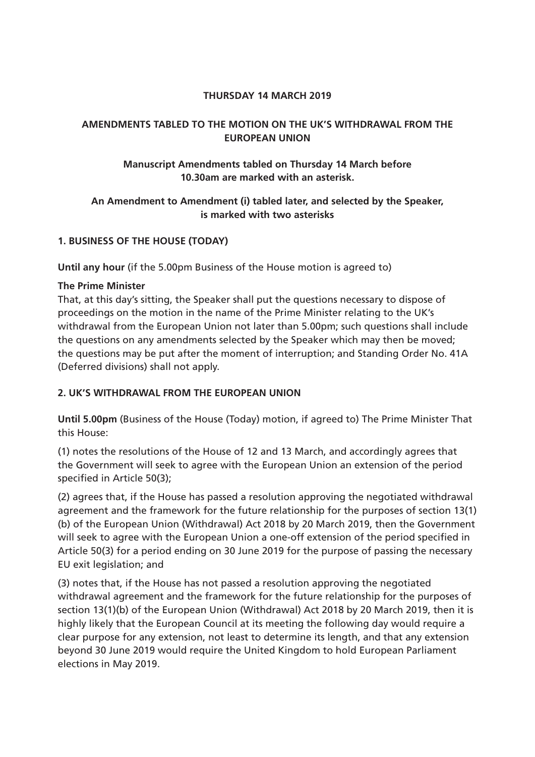**THURSDAY 14 MARCH 2019**

**AMENDMENTS TABLED TO THE MOTION ON THE UK'S WITHDRAWAL FROM THE EUROPEAN UNION**

**Manuscript Amendments tabled on Thursday 14 March before 10.30am are marked with an asterisk.**

**An Amendment to Amendment (i) tabled later, and selected by the Speaker, is marked with two asterisks**

**1. BUSINESS OF THE HOUSE (TODAY)**

**Until any hour** (if the 5.00pm Business of the House motion is agreed to)

**The Prime Minister**

That, at this day's sitting, the Speaker shall put the questions necessary to dispose of proceedings on the motion in the name of the Prime Minister relating to the UK's withdrawal from the European Union not later than 5.00pm; such questions shall include the questions on any amendments selected by the Speaker which may then be moved; the questions may be put after the moment of interruption; and Standing Order No. 41A (Deferred divisions) shall not apply.

**2. UK'S WITHDRAWAL FROM THE EUROPEAN UNION**

**Until 5.00pm** (Business of the House (Today) motion, if agreed to) The Prime Minister That this House:

(1) notes the resolutions of the House of 12 and 13 March, and accordingly agrees that the Government will seek to agree with the European Union an extension of the period specified in Article 50(3);

(2) agrees that, if the House has passed a resolution approving the negotiated withdrawal agreement and the framework for the future relationship for the purposes of section 13(1)(b) of the European Union (Withdrawal) Act 2018 by 20 March 2019, then the Government will seek to agree with the European Union a one-off extension of the period specified in Article 50(3) for a period ending on 30 June 2019 for the purpose of passing the necessary EU exit legislation; and

(3) notes that, if the House has not passed a resolution approving the negotiated withdrawal agreement and the framework for the future relationship for the purposes of section 13(1)(b) of the European Union (Withdrawal) Act 2018 by 20 March 2019, then it is highly likely that the European Council at its meeting the following day would require a clear purpose for any extension, not least to determine its length, and that any extension beyond 30 June 2019 would require the United Kingdom to hold European Parliament elections in May 2019.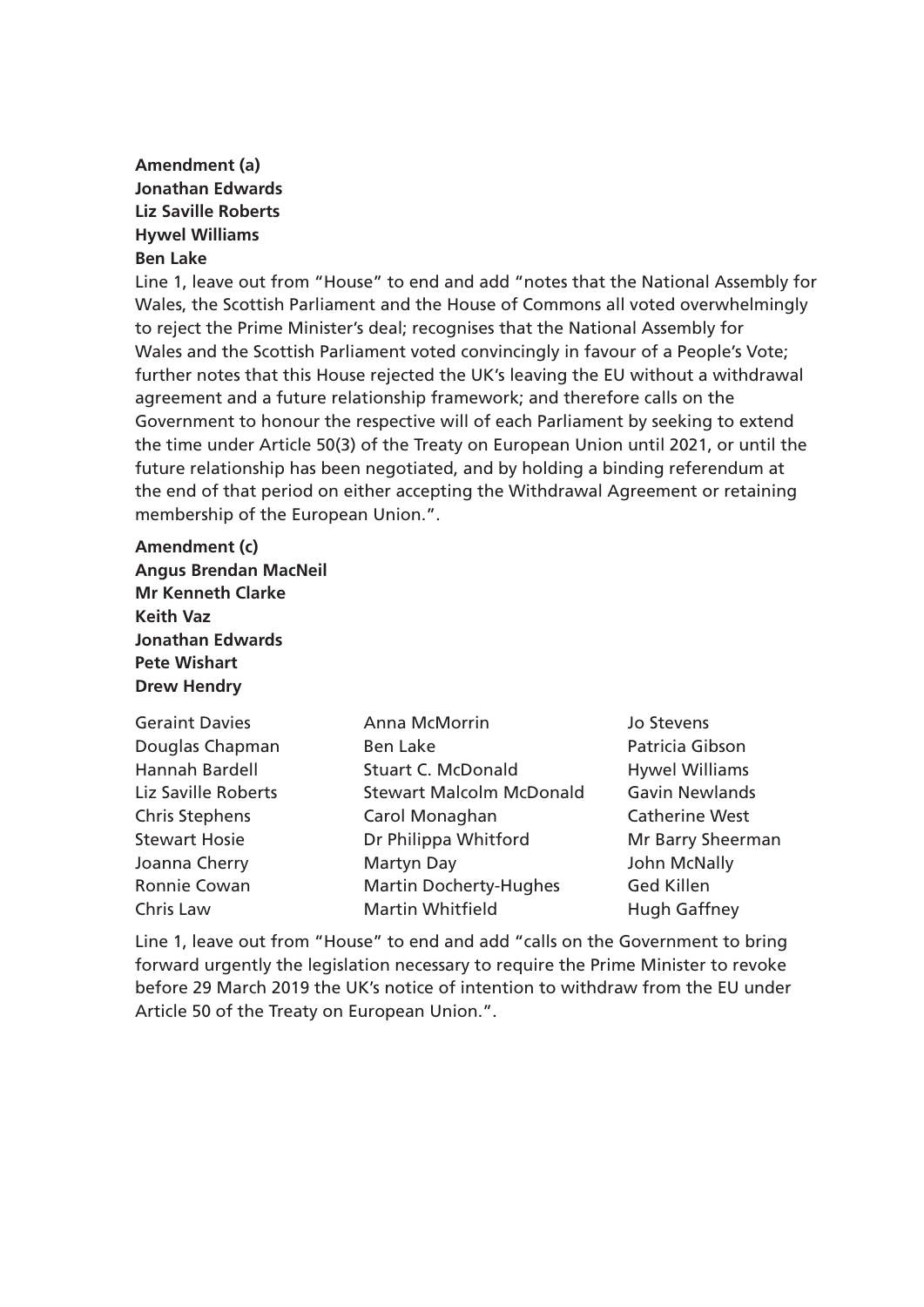**Amendment (a)**
**Jonathan Edwards**
**Liz Saville Roberts**
**Hywel Williams**
**Ben Lake**

Line 1, leave out from "House" to end and add "notes that the National Assembly for Wales, the Scottish Parliament and the House of Commons all voted overwhelmingly to reject the Prime Minister's deal; recognises that the National Assembly for Wales and the Scottish Parliament voted convincingly in favour of a People's Vote; further notes that this House rejected the UK's leaving the EU without a withdrawal agreement and a future relationship framework; and therefore calls on the Government to honour the respective will of each Parliament by seeking to extend the time under Article 50(3) of the Treaty on European Union until 2021, or until the future relationship has been negotiated, and by holding a binding referendum at the end of that period on either accepting the Withdrawal Agreement or retaining membership of the European Union.".

**Amendment (c)**
**Angus Brendan MacNeil**
**Mr Kenneth Clarke**
**Keith Vaz**
**Jonathan Edwards**
**Pete Wishart**
**Drew Hendry**

Geraint Davies
Douglas Chapman
Hannah Bardell
Liz Saville Roberts
Chris Stephens
Stewart Hosie
Joanna Cherry
Ronnie Cowan
Chris Law
Anna McMorrin
Ben Lake
Stuart C. McDonald
Stewart Malcolm McDonald
Carol Monaghan
Dr Philippa Whitford
Martyn Day
Martin Docherty-Hughes
Martin Whitfield
Jo Stevens
Patricia Gibson
Hywel Williams
Gavin Newlands
Catherine West
Mr Barry Sheerman
John McNally
Ged Killen
Hugh Gaffney

Line 1, leave out from "House" to end and add "calls on the Government to bring forward urgently the legislation necessary to require the Prime Minister to revoke before 29 March 2019 the UK's notice of intention to withdraw from the EU under Article 50 of the Treaty on European Union.".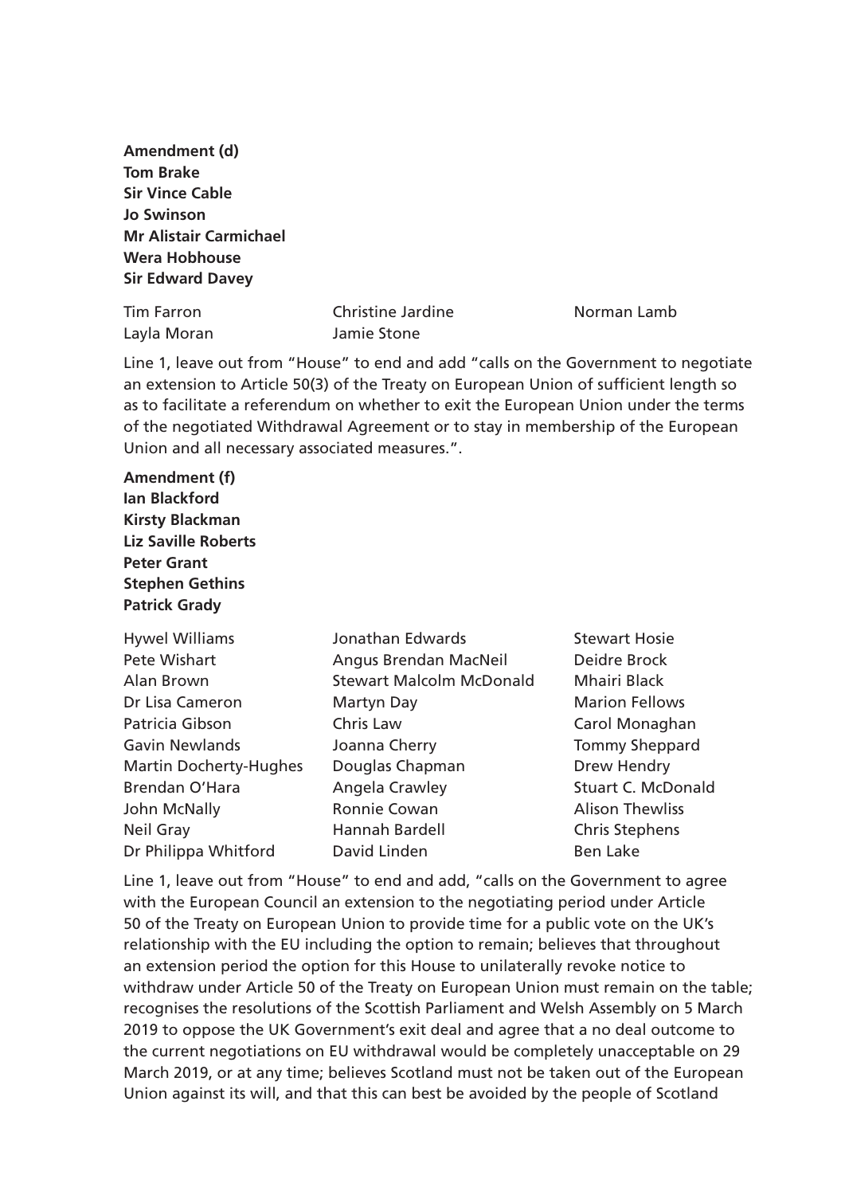**Amendment (d)**
**Tom Brake**
**Sir Vince Cable**
**Jo Swinson**
**Mr Alistair Carmichael**
**Wera Hobhouse**
**Sir Edward Davey**

Tim Farron
Christine Jardine
Norman Lamb
Layla Moran
Jamie Stone

Line 1, leave out from "House" to end and add "calls on the Government to negotiate an extension to Article 50(3) of the Treaty on European Union of sufficient length so as to facilitate a referendum on whether to exit the European Union under the terms of the negotiated Withdrawal Agreement or to stay in membership of the European Union and all necessary associated measures.".

**Amendment (f)**
**Ian Blackford**
**Kirsty Blackman**
**Liz Saville Roberts**
**Peter Grant**
**Stephen Gethins**
**Patrick Grady**

Hywel Williams
Jonathan Edwards
Stewart Hosie
Pete Wishart
Angus Brendan MacNeil
Deidre Brock
Alan Brown
Stewart Malcolm McDonald
Mhairi Black
Dr Lisa Cameron
Martyn Day
Marion Fellows
Patricia Gibson
Chris Law
Carol Monaghan
Gavin Newlands
Joanna Cherry
Tommy Sheppard
Martin Docherty-Hughes
Douglas Chapman
Drew Hendry
Brendan O'Hara
Angela Crawley
Stuart C. McDonald
John McNally
Ronnie Cowan
Alison Thewliss
Neil Gray
Hannah Bardell
Chris Stephens
Dr Philippa Whitford
David Linden
Ben Lake

Line 1, leave out from "House" to end and add, "calls on the Government to agree with the European Council an extension to the negotiating period under Article 50 of the Treaty on European Union to provide time for a public vote on the UK's relationship with the EU including the option to remain; believes that throughout an extension period the option for this House to unilaterally revoke notice to withdraw under Article 50 of the Treaty on European Union must remain on the table; recognises the resolutions of the Scottish Parliament and Welsh Assembly on 5 March 2019 to oppose the UK Government's exit deal and agree that a no deal outcome to the current negotiations on EU withdrawal would be completely unacceptable on 29 March 2019, or at any time; believes Scotland must not be taken out of the European Union against its will, and that this can best be avoided by the people of Scotland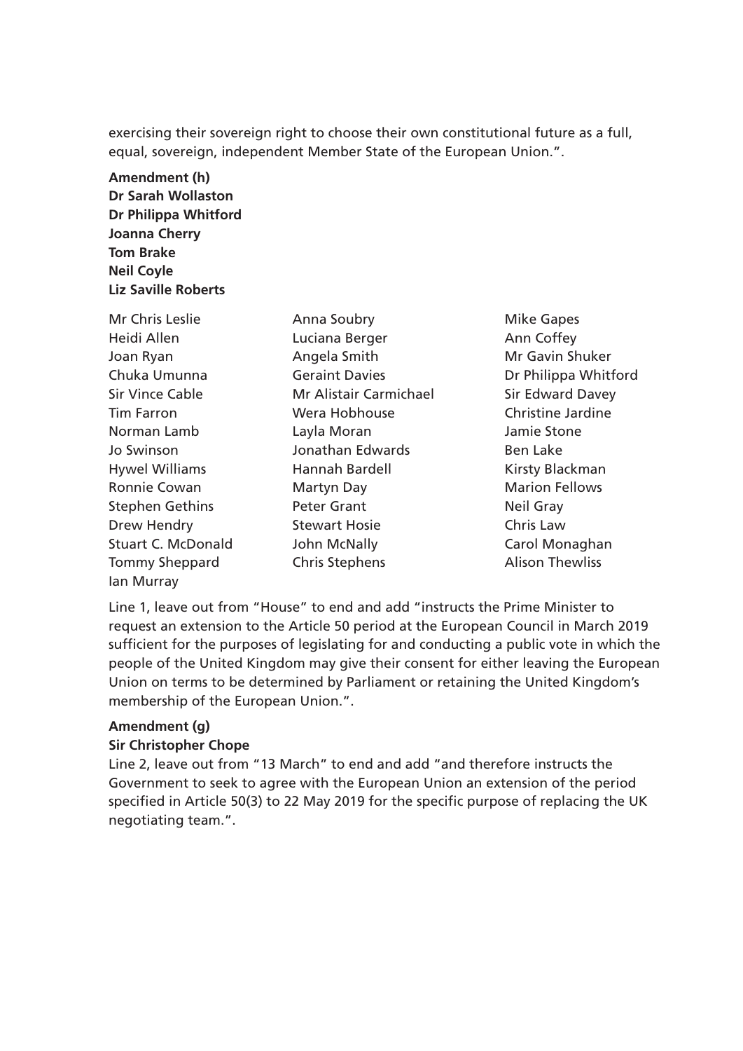exercising their sovereign right to choose their own constitutional future as a full, equal, sovereign, independent Member State of the European Union.".

**Amendment (h)**
**Dr Sarah Wollaston**
**Dr Philippa Whitford**
**Joanna Cherry**
**Tom Brake**
**Neil Coyle**
**Liz Saville Roberts**

Mr Chris Leslie
Heidi Allen
Joan Ryan
Chuka Umunna
Sir Vince Cable
Tim Farron
Norman Lamb
Jo Swinson
Hywel Williams
Ronnie Cowan
Stephen Gethins
Drew Hendry
Stuart C. McDonald
Tommy Sheppard
Ian Murray
Anna Soubry
Luciana Berger
Angela Smith
Geraint Davies
Mr Alistair Carmichael
Wera Hobhouse
Layla Moran
Jonathan Edwards
Hannah Bardell
Martyn Day
Peter Grant
Stewart Hosie
John McNally
Chris Stephens
Mike Gapes
Ann Coffey
Mr Gavin Shuker
Dr Philippa Whitford
Sir Edward Davey
Christine Jardine
Jamie Stone
Ben Lake
Kirsty Blackman
Marion Fellows
Neil Gray
Chris Law
Carol Monaghan
Alison Thewliss

Line 1, leave out from "House" to end and add "instructs the Prime Minister to request an extension to the Article 50 period at the European Council in March 2019 sufficient for the purposes of legislating for and conducting a public vote in which the people of the United Kingdom may give their consent for either leaving the European Union on terms to be determined by Parliament or retaining the United Kingdom's membership of the European Union.".

**Amendment (g)**
**Sir Christopher Chope**
Line 2, leave out from "13 March" to end and add "and therefore instructs the Government to seek to agree with the European Union an extension of the period specified in Article 50(3) to 22 May 2019 for the specific purpose of replacing the UK negotiating team.".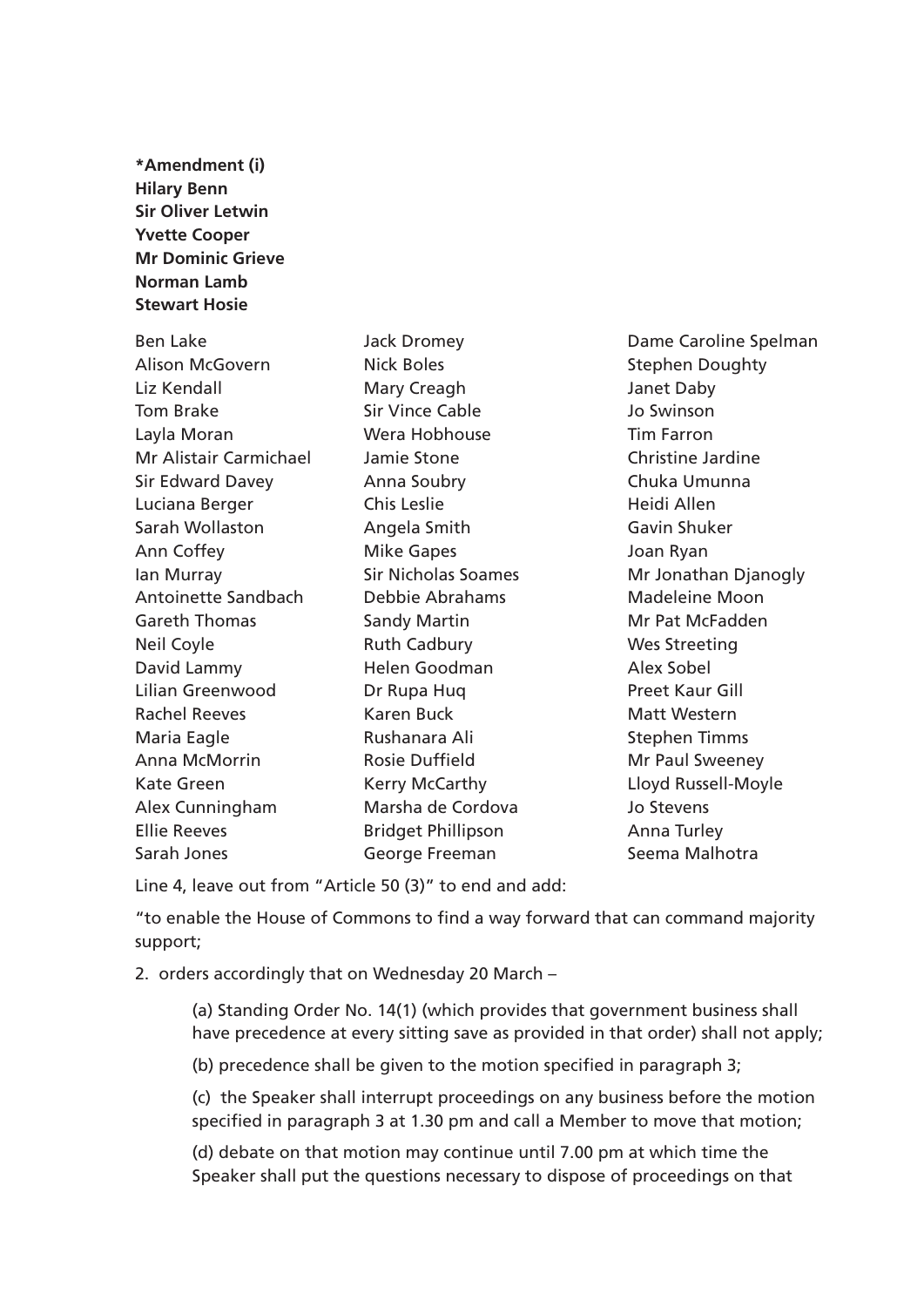**\*Amendment (i)**
**Hilary Benn**
**Sir Oliver Letwin**
**Yvette Cooper**
**Mr Dominic Grieve**
**Norman Lamb**
**Stewart Hosie**

Ben Lake
Alison McGovern
Liz Kendall
Tom Brake
Layla Moran
Mr Alistair Carmichael
Sir Edward Davey
Luciana Berger
Sarah Wollaston
Ann Coffey
Ian Murray
Antoinette Sandbach
Gareth Thomas
Neil Coyle
David Lammy
Lilian Greenwood
Rachel Reeves
Maria Eagle
Anna McMorrin
Kate Green
Alex Cunningham
Ellie Reeves
Sarah Jones
Jack Dromey
Nick Boles
Mary Creagh
Sir Vince Cable
Wera Hobhouse
Jamie Stone
Anna Soubry
Chis Leslie
Angela Smith
Mike Gapes
Sir Nicholas Soames
Debbie Abrahams
Sandy Martin
Ruth Cadbury
Helen Goodman
Dr Rupa Huq
Karen Buck
Rushanara Ali
Rosie Duffield
Kerry McCarthy
Marsha de Cordova
Bridget Phillipson
George Freeman
Dame Caroline Spelman
Stephen Doughty
Janet Daby
Jo Swinson
Tim Farron
Christine Jardine
Chuka Umunna
Heidi Allen
Gavin Shuker
Joan Ryan
Mr Jonathan Djanogly
Madeleine Moon
Mr Pat McFadden
Wes Streeting
Alex Sobel
Preet Kaur Gill
Matt Western
Stephen Timms
Mr Paul Sweeney
Lloyd Russell-Moyle
Jo Stevens
Anna Turley
Seema Malhotra

Line 4, leave out from "Article 50 (3)" to end and add:

"to enable the House of Commons to find a way forward that can command majority support;

2. orders accordingly that on Wednesday 20 March –

(a) Standing Order No. 14(1) (which provides that government business shall have precedence at every sitting save as provided in that order) shall not apply;

(b) precedence shall be given to the motion specified in paragraph 3;

(c) the Speaker shall interrupt proceedings on any business before the motion specified in paragraph 3 at 1.30 pm and call a Member to move that motion;

(d) debate on that motion may continue until 7.00 pm at which time the Speaker shall put the questions necessary to dispose of proceedings on that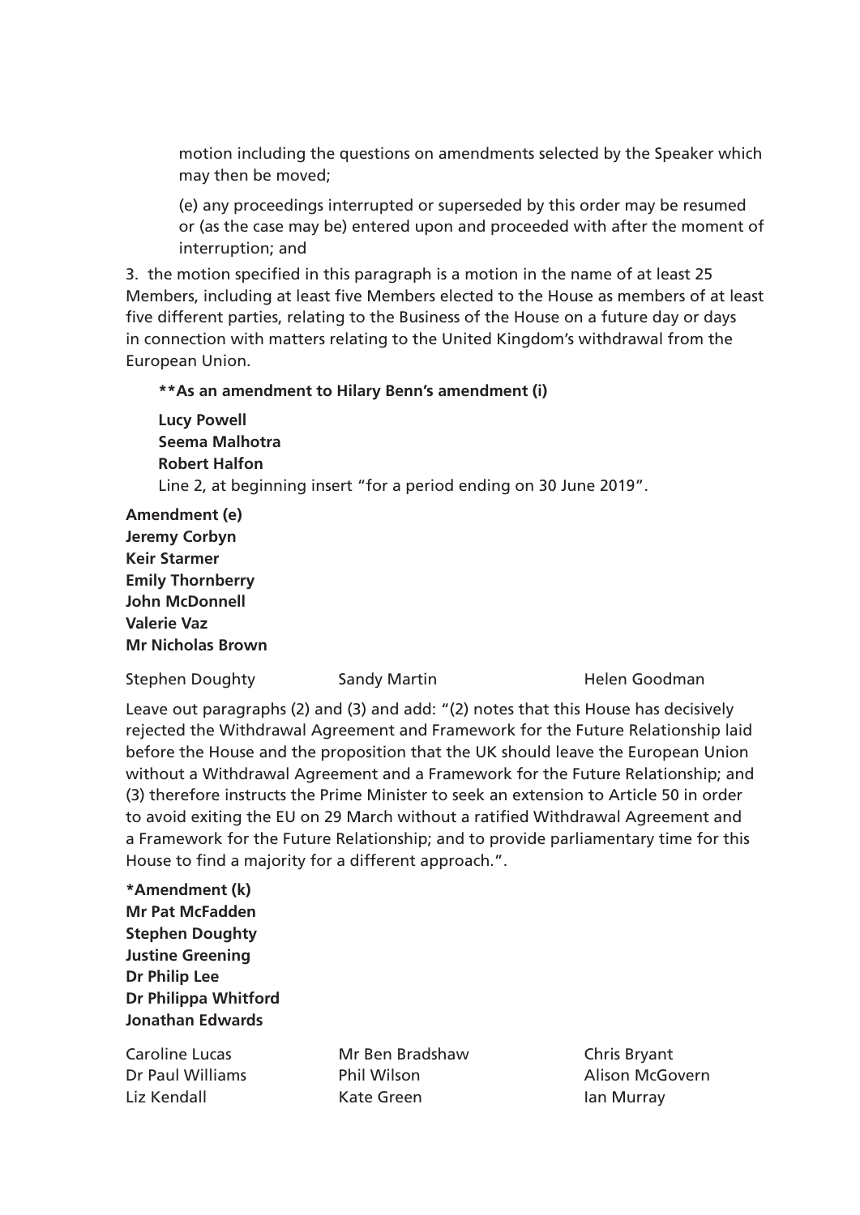motion including the questions on amendments selected by the Speaker which may then be moved;

(e) any proceedings interrupted or superseded by this order may be resumed or (as the case may be) entered upon and proceeded with after the moment of interruption; and

3. the motion specified in this paragraph is a motion in the name of at least 25 Members, including at least five Members elected to the House as members of at least five different parties, relating to the Business of the House on a future day or days in connection with matters relating to the United Kingdom's withdrawal from the European Union.

**\*\*As an amendment to Hilary Benn's amendment (i)**

**Lucy Powell**
**Seema Malhotra**
**Robert Halfon**

Line 2, at beginning insert "for a period ending on 30 June 2019".

**Amendment (e)**
**Jeremy Corbyn**
**Keir Starmer**
**Emily Thornberry**
**John McDonnell**
**Valerie Vaz**
**Mr Nicholas Brown**

Stephen Doughty
Sandy Martin
Helen Goodman

Leave out paragraphs (2) and (3) and add: "(2) notes that this House has decisively rejected the Withdrawal Agreement and Framework for the Future Relationship laid before the House and the proposition that the UK should leave the European Union without a Withdrawal Agreement and a Framework for the Future Relationship; and (3) therefore instructs the Prime Minister to seek an extension to Article 50 in order to avoid exiting the EU on 29 March without a ratified Withdrawal Agreement and a Framework for the Future Relationship; and to provide parliamentary time for this House to find a majority for a different approach.".

**\*Amendment (k)**
**Mr Pat McFadden**
**Stephen Doughty**
**Justine Greening**
**Dr Philip Lee**
**Dr Philippa Whitford**
**Jonathan Edwards**

Caroline Lucas
Mr Ben Bradshaw
Chris Bryant
Dr Paul Williams
Phil Wilson
Alison McGovern
Liz Kendall
Kate Green
Ian Murray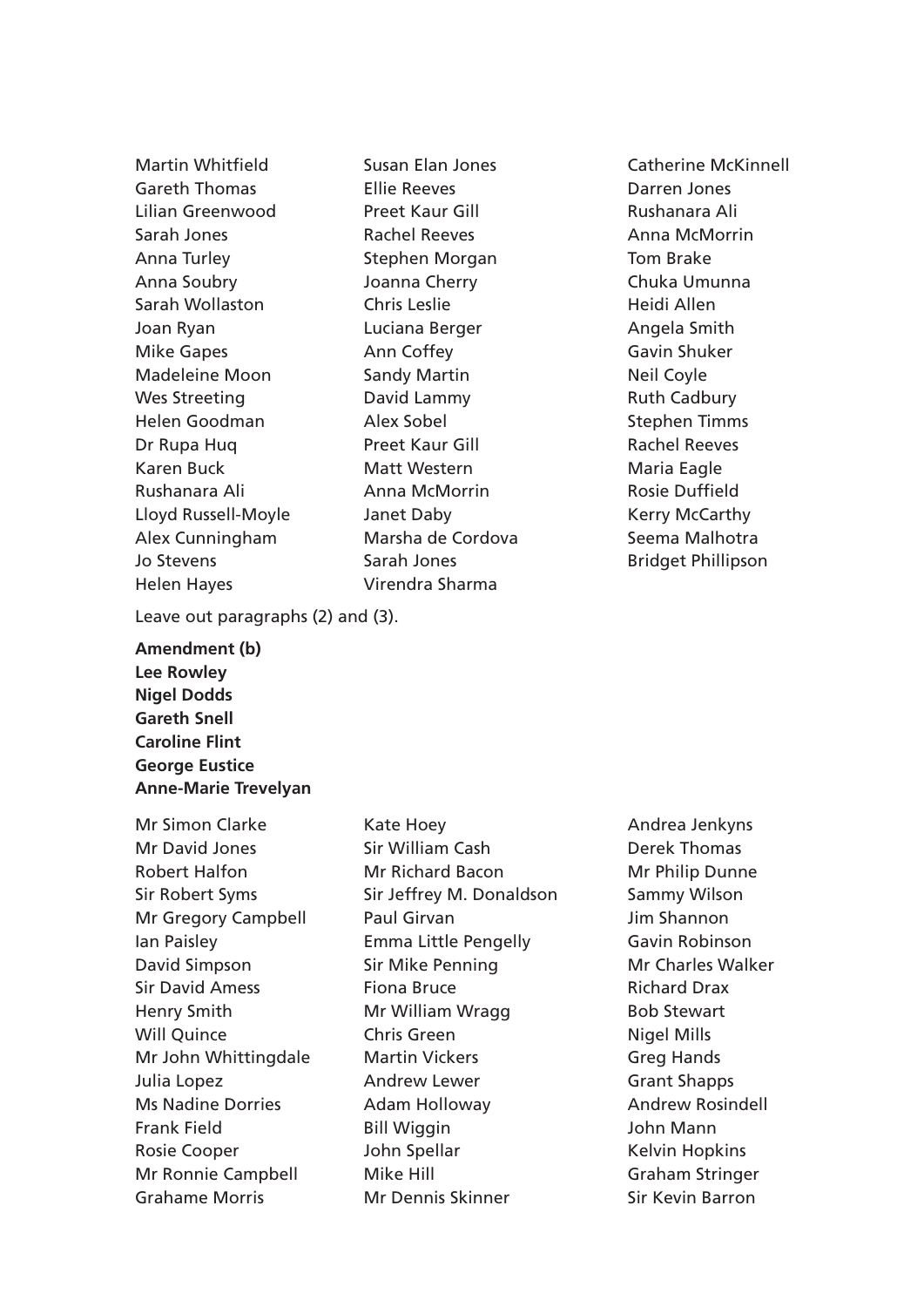Martin Whitfield
Gareth Thomas
Lilian Greenwood
Sarah Jones
Anna Turley
Anna Soubry
Sarah Wollaston
Joan Ryan
Mike Gapes
Madeleine Moon
Wes Streeting
Helen Goodman
Dr Rupa Huq
Karen Buck
Rushanara Ali
Lloyd Russell-Moyle
Alex Cunningham
Jo Stevens
Helen Hayes
Susan Elan Jones
Ellie Reeves
Preet Kaur Gill
Rachel Reeves
Stephen Morgan
Joanna Cherry
Chris Leslie
Luciana Berger
Ann Coffey
Sandy Martin
David Lammy
Alex Sobel
Preet Kaur Gill
Matt Western
Anna McMorrin
Janet Daby
Marsha de Cordova
Sarah Jones
Virendra Sharma
Catherine McKinnell
Darren Jones
Rushanara Ali
Anna McMorrin
Tom Brake
Chuka Umunna
Heidi Allen
Angela Smith
Gavin Shuker
Neil Coyle
Ruth Cadbury
Stephen Timms
Rachel Reeves
Maria Eagle
Rosie Duffield
Kerry McCarthy
Seema Malhotra
Bridget Phillipson

Leave out paragraphs (2) and (3).

**Amendment (b)**
**Lee Rowley**
**Nigel Dodds**
**Gareth Snell**
**Caroline Flint**
**George Eustice**
**Anne-Marie Trevelyan**

Mr Simon Clarke
Mr David Jones
Robert Halfon
Sir Robert Syms
Mr Gregory Campbell
Ian Paisley
David Simpson
Sir David Amess
Henry Smith
Will Quince
Mr John Whittingdale
Julia Lopez
Ms Nadine Dorries
Frank Field
Rosie Cooper
Mr Ronnie Campbell
Grahame Morris
Kate Hoey
Sir William Cash
Mr Richard Bacon
Sir Jeffrey M. Donaldson
Paul Girvan
Emma Little Pengelly
Sir Mike Penning
Fiona Bruce
Mr William Wragg
Chris Green
Martin Vickers
Andrew Lewer
Adam Holloway
Bill Wiggin
John Spellar
Mike Hill
Mr Dennis Skinner
Andrea Jenkyns
Derek Thomas
Mr Philip Dunne
Sammy Wilson
Jim Shannon
Gavin Robinson
Mr Charles Walker
Richard Drax
Bob Stewart
Nigel Mills
Greg Hands
Grant Shapps
Andrew Rosindell
John Mann
Kelvin Hopkins
Graham Stringer
Sir Kevin Barron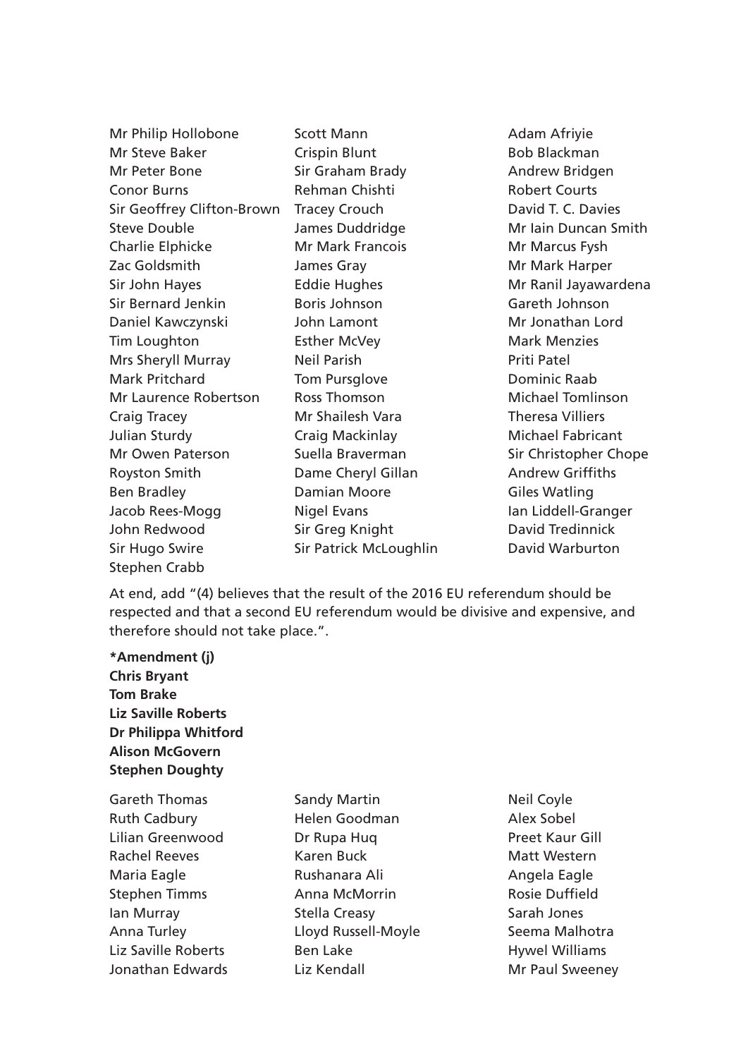Mr Philip Hollobone
Mr Steve Baker
Mr Peter Bone
Conor Burns
Sir Geoffrey Clifton-Brown
Steve Double
Charlie Elphicke
Zac Goldsmith
Sir John Hayes
Sir Bernard Jenkin
Daniel Kawczynski
Tim Loughton
Mrs Sheryll Murray
Mark Pritchard
Mr Laurence Robertson
Craig Tracey
Julian Sturdy
Mr Owen Paterson
Royston Smith
Ben Bradley
Jacob Rees-Mogg
John Redwood
Sir Hugo Swire
Stephen Crabb
Scott Mann
Crispin Blunt
Sir Graham Brady
Rehman Chishti
Tracey Crouch
James Duddridge
Mr Mark Francois
James Gray
Eddie Hughes
Boris Johnson
John Lamont
Esther McVey
Neil Parish
Tom Pursglove
Ross Thomson
Mr Shailesh Vara
Craig Mackinlay
Suella Braverman
Dame Cheryl Gillan
Damian Moore
Nigel Evans
Sir Greg Knight
Sir Patrick McLoughlin
Adam Afriyie
Bob Blackman
Andrew Bridgen
Robert Courts
David T. C. Davies
Mr Iain Duncan Smith
Mr Marcus Fysh
Mr Mark Harper
Mr Ranil Jayawardena
Gareth Johnson
Mr Jonathan Lord
Mark Menzies
Priti Patel
Dominic Raab
Michael Tomlinson
Theresa Villiers
Michael Fabricant
Sir Christopher Chope
Andrew Griffiths
Giles Watling
Ian Liddell-Granger
David Tredinnick
David Warburton

At end, add "(4) believes that the result of the 2016 EU referendum should be respected and that a second EU referendum would be divisive and expensive, and therefore should not take place.".

**\*Amendment (j)**
**Chris Bryant**
**Tom Brake**
**Liz Saville Roberts**
**Dr Philippa Whitford**
**Alison McGovern**
**Stephen Doughty**

Gareth Thomas
Ruth Cadbury
Lilian Greenwood
Rachel Reeves
Maria Eagle
Stephen Timms
Ian Murray
Anna Turley
Liz Saville Roberts
Jonathan Edwards
Sandy Martin
Helen Goodman
Dr Rupa Huq
Karen Buck
Rushanara Ali
Anna McMorrin
Stella Creasy
Lloyd Russell-Moyle
Ben Lake
Liz Kendall
Neil Coyle
Alex Sobel
Preet Kaur Gill
Matt Western
Angela Eagle
Rosie Duffield
Sarah Jones
Seema Malhotra
Hywel Williams
Mr Paul Sweeney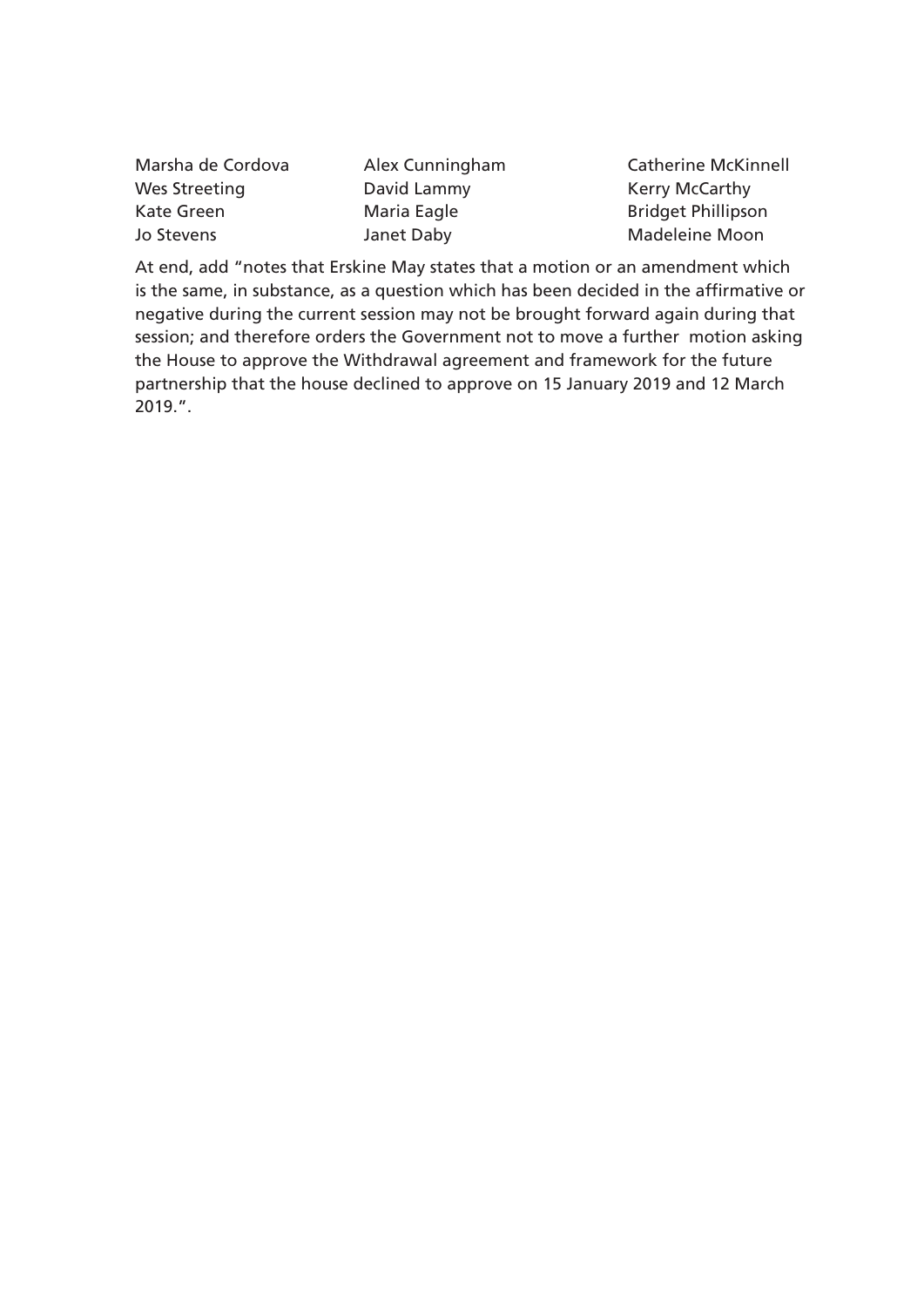Marsha de Cordova
Alex Cunningham
Catherine McKinnell
Wes Streeting
David Lammy
Kerry McCarthy
Kate Green
Maria Eagle
Bridget Phillipson
Jo Stevens
Janet Daby
Madeleine Moon

At end, add "notes that Erskine May states that a motion or an amendment which is the same, in substance, as a question which has been decided in the affirmative or negative during the current session may not be brought forward again during that session; and therefore orders the Government not to move a further motion asking the House to approve the Withdrawal agreement and framework for the future partnership that the house declined to approve on 15 January 2019 and 12 March 2019.".